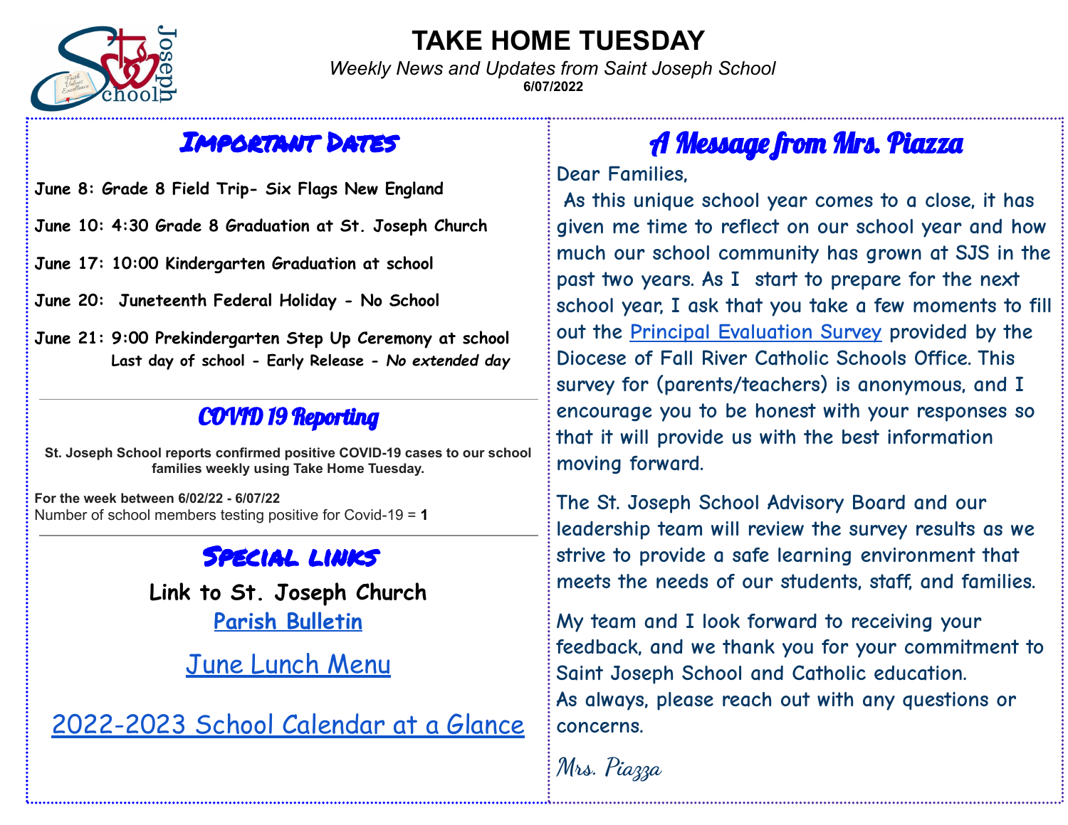# TAKE HOME TUESDAY

*Weekly News and Updates from Saint Joseph School*

**6/07/2022**

## Important Dates

**June 8: Grade 8 Field Trip- Six Flags New England**

**June 10: 4:30 Grade 8 Graduation at St. Joseph Church**

**June 17: 10:00 Kindergarten Graduation at school**

**June 20: Juneteenth Federal Holiday - No School**

**June 21: 9:00 Prekindergarten Step Up Ceremony at school**
**Last day of school - Early Release - *No extended day***

## COVID 19 Reporting

**St. Joseph School reports confirmed positive COVID-19 cases to our school families weekly using Take Home Tuesday.**

**For the week between 6/02/22 - 6/07/22**
Number of school members testing positive for Covid-19 = **1**

## Special links

**Link to St. Joseph Church**
**Parish Bulletin**

June Lunch Menu

2022-2023 School Calendar at a Glance

## A Message from Mrs. Piazza

Dear Families,

As this unique school year comes to a close, it has given me time to reflect on our school year and how much our school community has grown at SJS in the past two years. As I start to prepare for the next school year, I ask that you take a few moments to fill out the Principal Evaluation Survey provided by the Diocese of Fall River Catholic Schools Office. This survey for (parents/teachers) is anonymous, and I encourage you to be honest with your responses so that it will provide us with the best information moving forward.

The St. Joseph School Advisory Board and our leadership team will review the survey results as we strive to provide a safe learning environment that meets the needs of our students, staff, and families.

My team and I look forward to receiving your feedback, and we thank you for your commitment to Saint Joseph School and Catholic education.
As always, please reach out with any questions or concerns.

*Mrs. Piazza*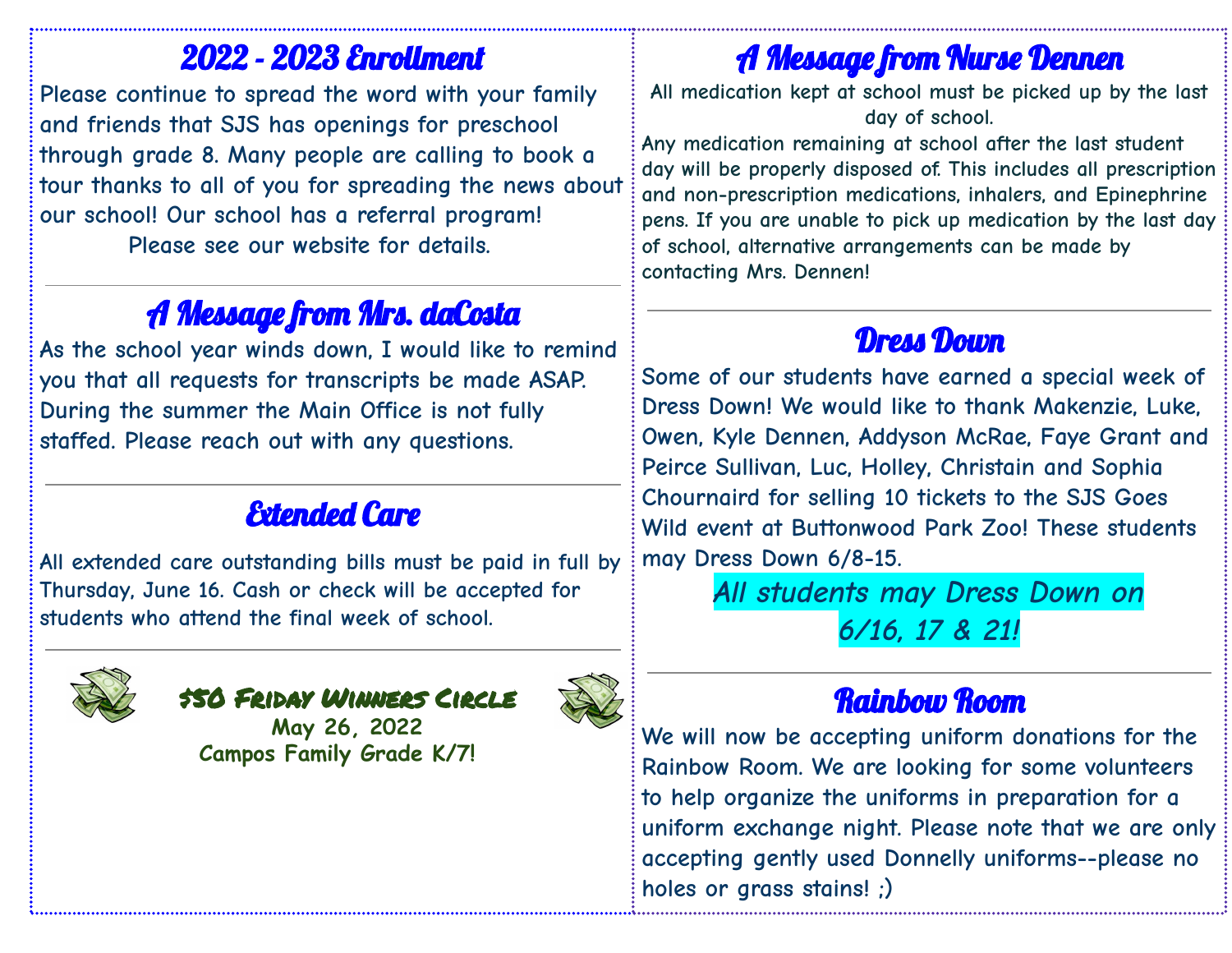## 2022 - 2023 Enrollment

Please continue to spread the word with your family and friends that SJS has openings for preschool through grade 8. Many people are calling to book a tour thanks to all of you for spreading the news about our school! Our school has a referral program! Please see our website for details.

## A Message from Mrs. daCosta

As the school year winds down, I would like to remind you that all requests for transcripts be made ASAP. During the summer the Main Office is not fully staffed. Please reach out with any questions.

## Extended Care

All extended care outstanding bills must be paid in full by Thursday, June 16. Cash or check will be accepted for students who attend the final week of school.

## $50 Friday Winners Circle

**May 26, 2022**
**Campos Family Grade K/7!**

## A Message from Nurse Dennen

All medication kept at school must be picked up by the last day of school.

Any medication remaining at school after the last student day will be properly disposed of. This includes all prescription and non-prescription medications, inhalers, and Epinephrine pens. If you are unable to pick up medication by the last day of school, alternative arrangements can be made by contacting Mrs. Dennen!

## Dress Down

Some of our students have earned a special week of Dress Down! We would like to thank Makenzie, Luke, Owen, Kyle Dennen, Addyson McRae, Faye Grant and Peirce Sullivan, Luc, Holley, Christain and Sophia Chournaird for selling 10 tickets to the SJS Goes Wild event at Buttonwood Park Zoo! These students may Dress Down 6/8-15.

*All students may Dress Down on 6/16, 17 & 21!*

## Rainbow Room

We will now be accepting uniform donations for the Rainbow Room. We are looking for some volunteers to help organize the uniforms in preparation for a uniform exchange night. Please note that we are only accepting gently used Donnelly uniforms--please no holes or grass stains! ;)